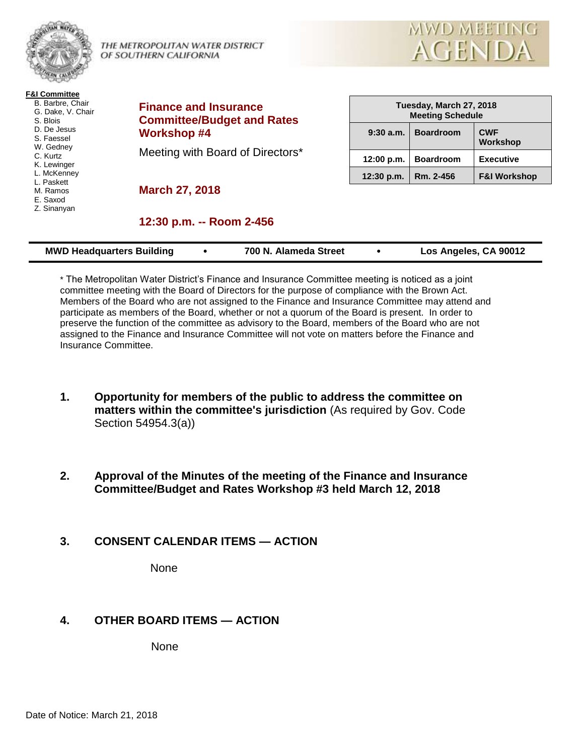THE METROPOLITAN WATER DISTRICT OF SOUTHERN CALIFORNIA

MWD MEETING AGENDA

**F&I Committee**

B. Barbre, Chair
G. Dake, V. Chair
S. Blois
D. De Jesus
S. Faessel
W. Gedney
C. Kurtz
K. Lewinger
L. McKenney
L. Paskett
M. Ramos
E. Saxod
Z. Sinanyan

## Finance and Insurance Committee/Budget and Rates Workshop #4

Meeting with Board of Directors*

**March 27, 2018**

**12:30 p.m. -- Room 2-456**

| Tuesday, March 27, 2018 Meeting Schedule | | |
|---|---|---|
| 9:30 a.m. | Boardroom | CWF Workshop |
| 12:00 p.m. | Boardroom | Executive |
| 12:30 p.m. | Rm. 2-456 | F&I Workshop |

**MWD Headquarters Building • 700 N. Alameda Street • Los Angeles, CA 90012**

* The Metropolitan Water District's Finance and Insurance Committee meeting is noticed as a joint committee meeting with the Board of Directors for the purpose of compliance with the Brown Act. Members of the Board who are not assigned to the Finance and Insurance Committee may attend and participate as members of the Board, whether or not a quorum of the Board is present. In order to preserve the function of the committee as advisory to the Board, members of the Board who are not assigned to the Finance and Insurance Committee will not vote on matters before the Finance and Insurance Committee.

1. **Opportunity for members of the public to address the committee on matters within the committee's jurisdiction** (As required by Gov. Code Section 54954.3(a))

2. **Approval of the Minutes of the meeting of the Finance and Insurance Committee/Budget and Rates Workshop #3 held March 12, 2018**

3. **CONSENT CALENDAR ITEMS — ACTION**

   None

4. **OTHER BOARD ITEMS — ACTION**

   None

Date of Notice: March 21, 2018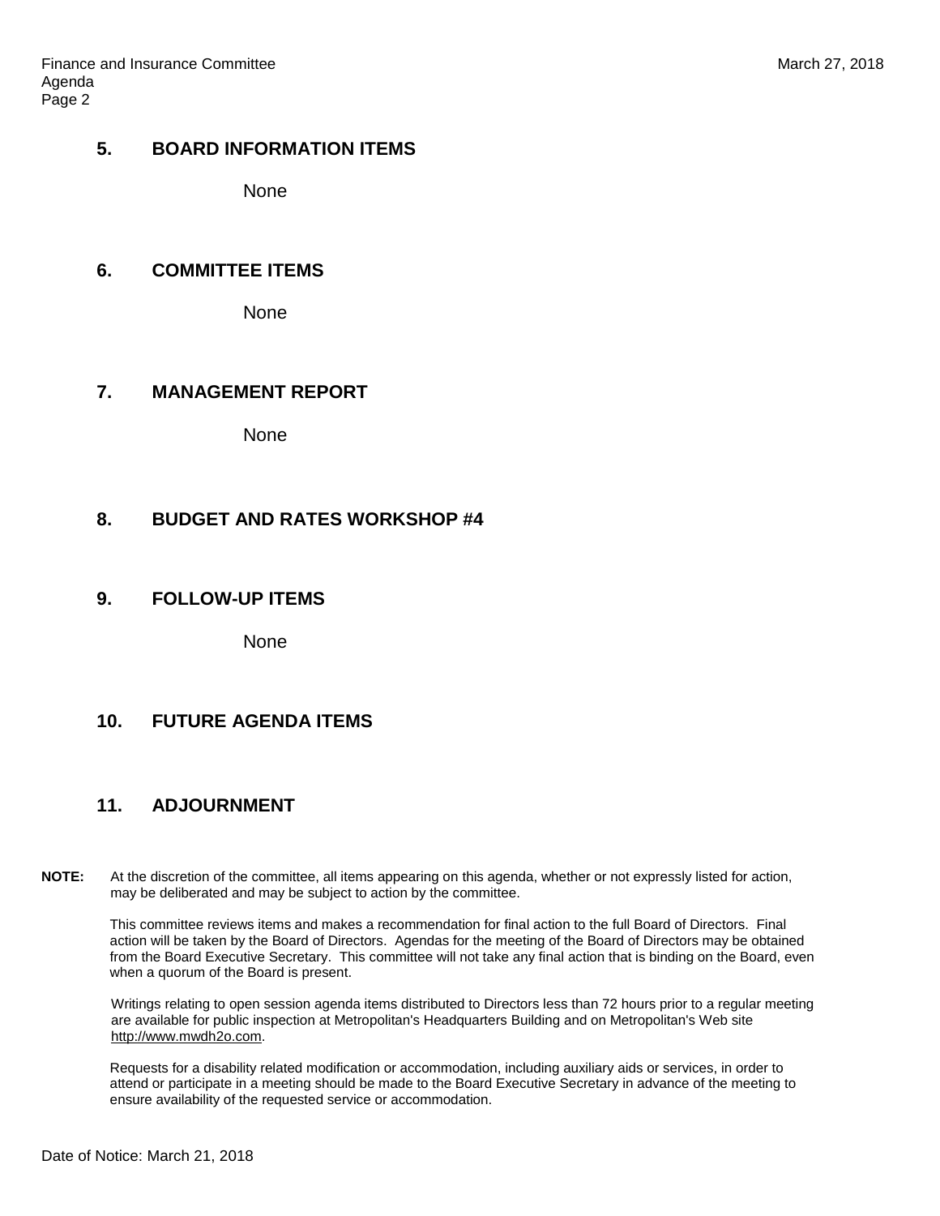## 5. BOARD INFORMATION ITEMS

None

## 6. COMMITTEE ITEMS

None

## 7. MANAGEMENT REPORT

None

## 8. BUDGET AND RATES WORKSHOP #4

## 9. FOLLOW-UP ITEMS

None

## 10. FUTURE AGENDA ITEMS

## 11. ADJOURNMENT

**NOTE:** At the discretion of the committee, all items appearing on this agenda, whether or not expressly listed for action, may be deliberated and may be subject to action by the committee.

This committee reviews items and makes a recommendation for final action to the full Board of Directors. Final action will be taken by the Board of Directors. Agendas for the meeting of the Board of Directors may be obtained from the Board Executive Secretary. This committee will not take any final action that is binding on the Board, even when a quorum of the Board is present.

Writings relating to open session agenda items distributed to Directors less than 72 hours prior to a regular meeting are available for public inspection at Metropolitan's Headquarters Building and on Metropolitan's Web site http://www.mwdh2o.com.

Requests for a disability related modification or accommodation, including auxiliary aids or services, in order to attend or participate in a meeting should be made to the Board Executive Secretary in advance of the meeting to ensure availability of the requested service or accommodation.

Date of Notice: March 21, 2018